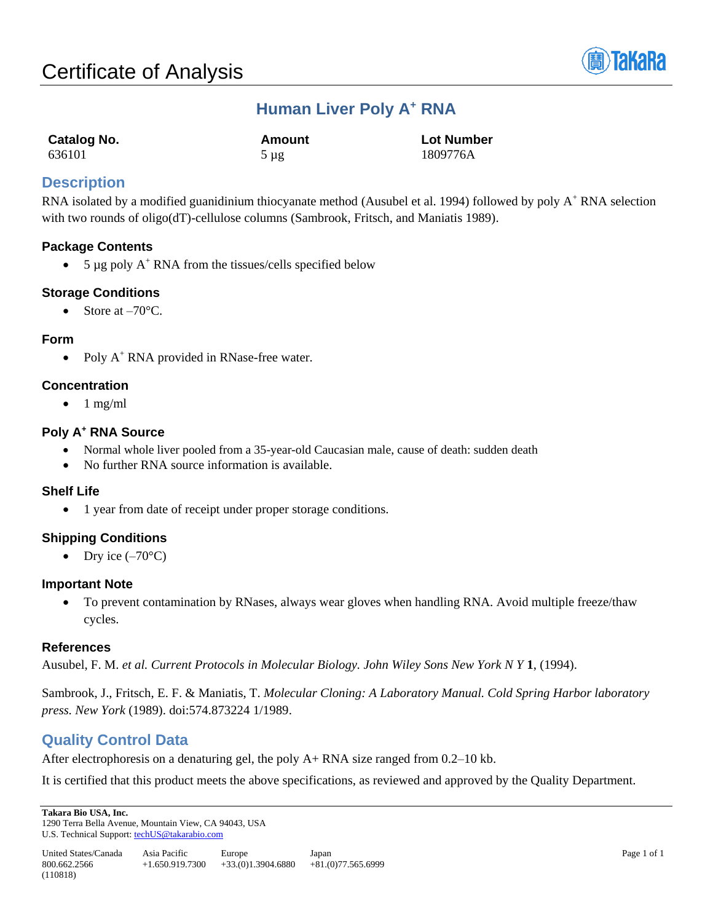# Certificate of Analysis

## Human Liver Poly $A^+$ RNA

| Catalog No. | Amount | Lot Number |
|---|---|---|
| 636101 | 5 µg | 1809776A |

## Description

RNA isolated by a modified guanidinium thiocyanate method (Ausubel et al. 1994) followed by poly $A^+$ RNA selection with two rounds of oligo(dT)-cellulose columns (Sambrook, Fritsch, and Maniatis 1989).

### Package Contents

- 5 µg poly $A^+$ RNA from the tissues/cells specified below

### Storage Conditions

- Store at –70°C.

### Form

- Poly $A^+$ RNA provided in RNase-free water.

### Concentration

- 1 mg/ml

### Poly $A^+$ RNA Source

- Normal whole liver pooled from a 35-year-old Caucasian male, cause of death: sudden death
- No further RNA source information is available.

### Shelf Life

- 1 year from date of receipt under proper storage conditions.

### Shipping Conditions

- Dry ice (–70°C)

### Important Note

- To prevent contamination by RNases, always wear gloves when handling RNA. Avoid multiple freeze/thaw cycles.

### References

Ausubel, F. M. *et al. Current Protocols in Molecular Biology. John Wiley Sons New York N Y* **1**, (1994).

Sambrook, J., Fritsch, E. F. & Maniatis, T. *Molecular Cloning: A Laboratory Manual. Cold Spring Harbor laboratory press. New York* (1989). doi:574.873224 1/1989.

## Quality Control Data

After electrophoresis on a denaturing gel, the poly A+ RNA size ranged from 0.2–10 kb.

It is certified that this product meets the above specifications, as reviewed and approved by the Quality Department.

**Takara Bio USA, Inc.**
1290 Terra Bella Avenue, Mountain View, CA 94043, USA
U.S. Technical Support: techUS@takarabio.com

| United States/Canada | Asia Pacific | Europe | Japan |
|---|---|---|---|
| 800.662.2566 | +1.650.919.7300 | +33.(0)1.3904.6880 | +81.(0)77.565.6999 |

(110818)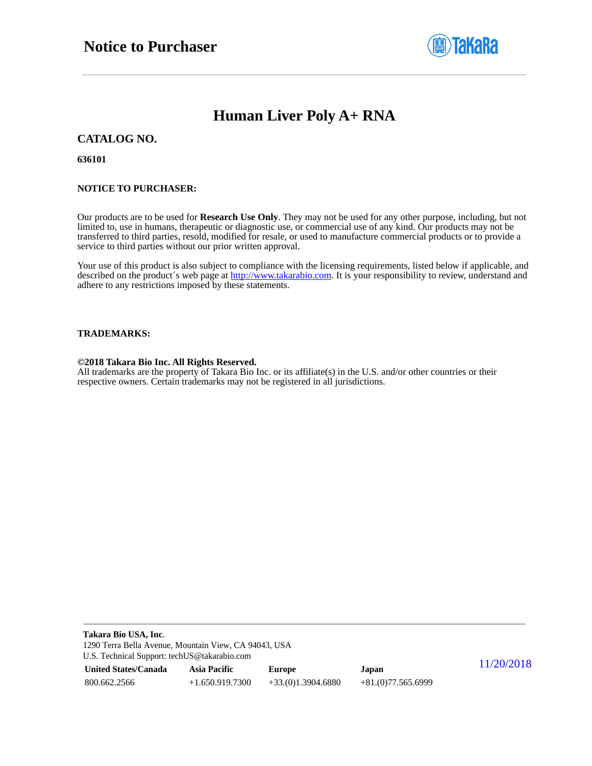# Notice to Purchaser

## Human Liver Poly A+ RNA

### CATALOG NO.

**636101**

**NOTICE TO PURCHASER:**

Our products are to be used for **Research Use Only**. They may not be used for any other purpose, including, but not limited to, use in humans, therapeutic or diagnostic use, or commercial use of any kind. Our products may not be transferred to third parties, resold, modified for resale, or used to manufacture commercial products or to provide a service to third parties without our prior written approval.

Your use of this product is also subject to compliance with the licensing requirements, listed below if applicable, and described on the product´s web page at http://www.takarabio.com. It is your responsibility to review, understand and adhere to any restrictions imposed by these statements.

**TRADEMARKS:**

**©2018 Takara Bio Inc. All Rights Reserved.**
All trademarks are the property of Takara Bio Inc. or its affiliate(s) in the U.S. and/or other countries or their respective owners. Certain trademarks may not be registered in all jurisdictions.

**Takara Bio USA, Inc**.
1290 Terra Bella Avenue, Mountain View, CA 94043, USA
U.S. Technical Support: techUS@takarabio.com

| United States/Canada | Asia Pacific | Europe | Japan |
|---|---|---|---|
| 800.662.2566 | +1.650.919.7300 | +33.(0)1.3904.6880 | +81.(0)77.565.6999 |

11/20/2018